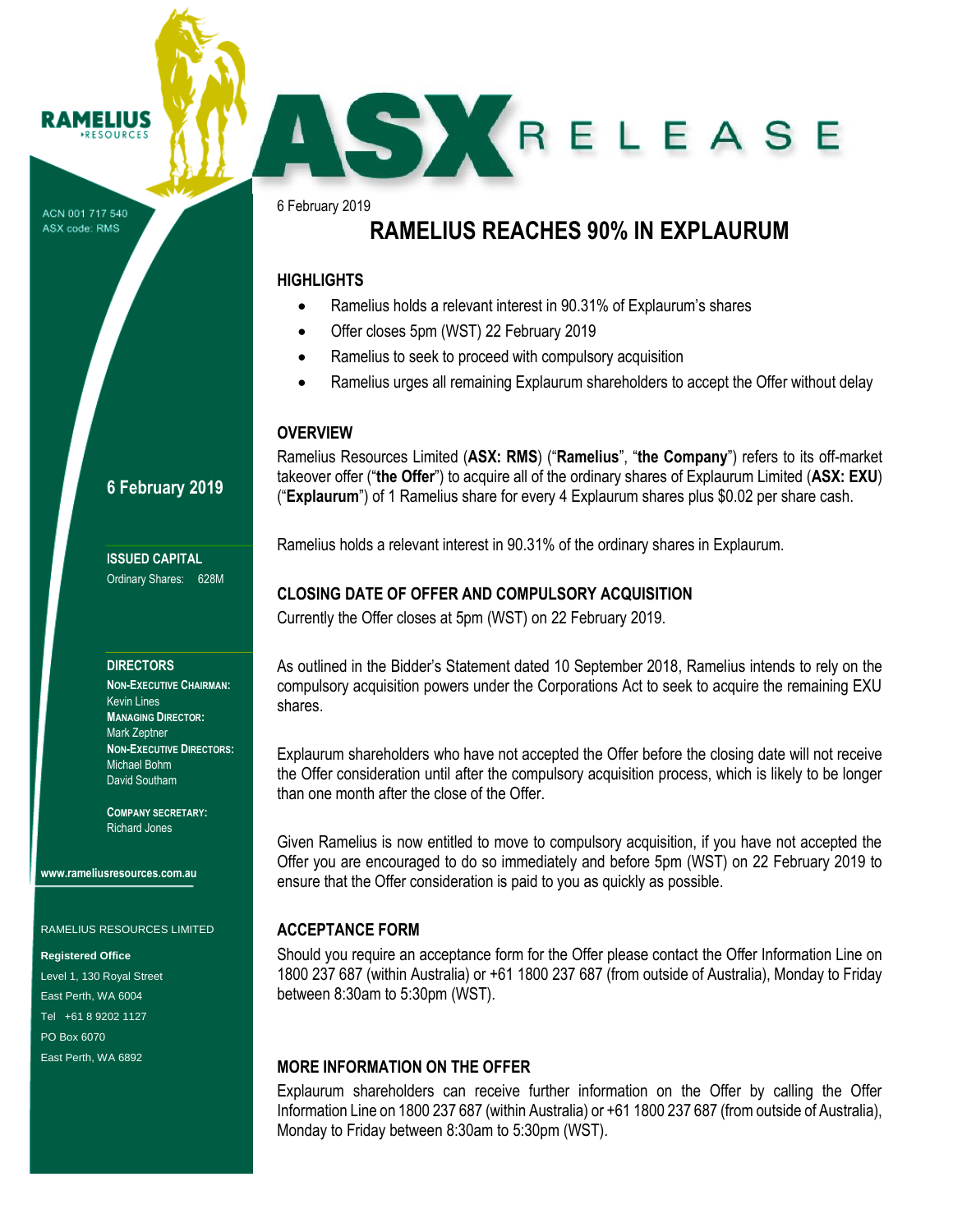RAMELIUS RESOURCES

ASX RELEASE

ACN 001 717 540
ASX code: RMS

6 February 2019

# RAMELIUS REACHES 90% IN EXPLAURUM

## HIGHLIGHTS

- Ramelius holds a relevant interest in 90.31% of Explaurum's shares
- Offer closes 5pm (WST) 22 February 2019
- Ramelius to seek to proceed with compulsory acquisition
- Ramelius urges all remaining Explaurum shareholders to accept the Offer without delay

## OVERVIEW

Ramelius Resources Limited (**ASX: RMS**) ("**Ramelius**", "**the Company**") refers to its off-market takeover offer ("**the Offer**") to acquire all of the ordinary shares of Explaurum Limited (**ASX: EXU**) ("**Explaurum**") of 1 Ramelius share for every 4 Explaurum shares plus $0.02 per share cash.

Ramelius holds a relevant interest in 90.31% of the ordinary shares in Explaurum.

## CLOSING DATE OF OFFER AND COMPULSORY ACQUISITION

Currently the Offer closes at 5pm (WST) on 22 February 2019.

As outlined in the Bidder's Statement dated 10 September 2018, Ramelius intends to rely on the compulsory acquisition powers under the Corporations Act to seek to acquire the remaining EXU shares.

Explaurum shareholders who have not accepted the Offer before the closing date will not receive the Offer consideration until after the compulsory acquisition process, which is likely to be longer than one month after the close of the Offer.

Given Ramelius is now entitled to move to compulsory acquisition, if you have not accepted the Offer you are encouraged to do so immediately and before 5pm (WST) on 22 February 2019 to ensure that the Offer consideration is paid to you as quickly as possible.

## ACCEPTANCE FORM

Should you require an acceptance form for the Offer please contact the Offer Information Line on 1800 237 687 (within Australia) or +61 1800 237 687 (from outside of Australia), Monday to Friday between 8:30am to 5:30pm (WST).

## MORE INFORMATION ON THE OFFER

Explaurum shareholders can receive further information on the Offer by calling the Offer Information Line on 1800 237 687 (within Australia) or +61 1800 237 687 (from outside of Australia), Monday to Friday between 8:30am to 5:30pm (WST).

---

**6 February 2019**

**ISSUED CAPITAL**
Ordinary Shares: 628M

**DIRECTORS**
**Non-Executive Chairman:**
Kevin Lines
**Managing Director:**
Mark Zeptner
**Non-Executive Directors:**
Michael Bohm
David Southam

**Company Secretary:**
Richard Jones

**www.rameliusresources.com.au**

RAMELIUS RESOURCES LIMITED

**Registered Office**
Level 1, 130 Royal Street
East Perth, WA 6004
Tel +61 8 9202 1127
PO Box 6070
East Perth, WA 6892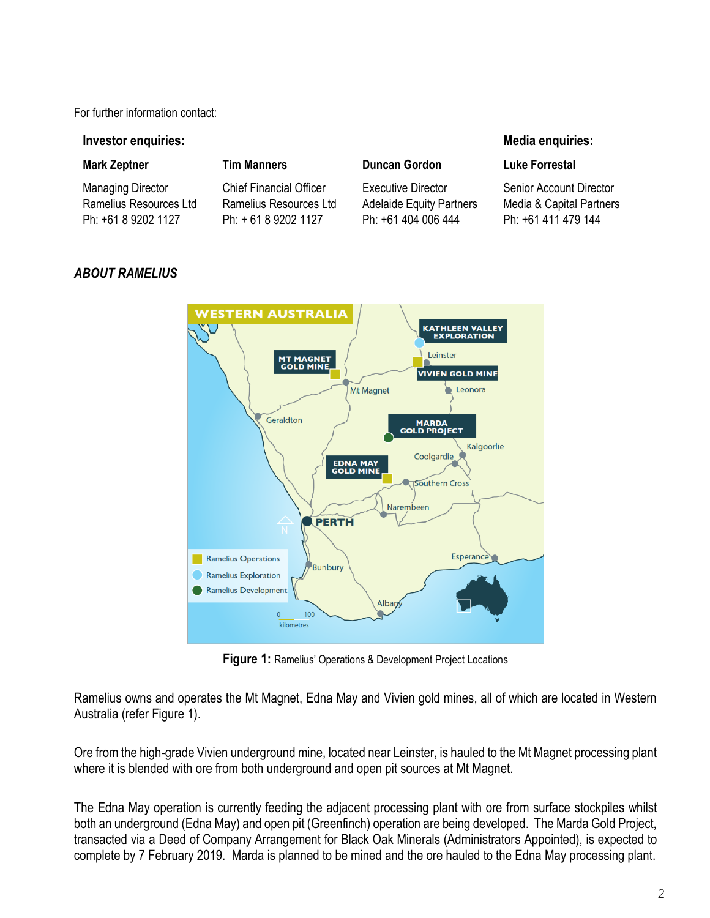For further information contact:

| Investor enquiries: | | | Media enquiries: |
|---|---|---|---|
| **Mark Zeptner** | **Tim Manners** | **Duncan Gordon** | **Luke Forrestal** |
| Managing Director<br>Ramelius Resources Ltd<br>Ph: +61 8 9202 1127 | Chief Financial Officer<br>Ramelius Resources Ltd<br>Ph: + 61 8 9202 1127 | Executive Director<br>Adelaide Equity Partners<br>Ph: +61 404 006 444 | Senior Account Director<br>Media & Capital Partners<br>Ph: +61 411 479 144 |

***ABOUT RAMELIUS***

WESTERN AUSTRALIA
KATHLEEN VALLEY EXPLORATION
MT MAGNET GOLD MINE
VIVIEN GOLD MINE
MARDA GOLD PROJECT
EDNA MAY GOLD MINE
Leinster
Mt Magnet
Leonora
Geraldton
Kalgoorlie
Coolgardie
Southern Cross
Narembeen
PERTH
Bunbury
Esperance
Albany
N
Ramelius Operations
Ramelius Exploration
Ramelius Development
0 100
kilometres

**Figure 1:** Ramelius' Operations & Development Project Locations

Ramelius owns and operates the Mt Magnet, Edna May and Vivien gold mines, all of which are located in Western Australia (refer Figure 1).

Ore from the high-grade Vivien underground mine, located near Leinster, is hauled to the Mt Magnet processing plant where it is blended with ore from both underground and open pit sources at Mt Magnet.

The Edna May operation is currently feeding the adjacent processing plant with ore from surface stockpiles whilst both an underground (Edna May) and open pit (Greenfinch) operation are being developed. The Marda Gold Project, transacted via a Deed of Company Arrangement for Black Oak Minerals (Administrators Appointed), is expected to complete by 7 February 2019. Marda is planned to be mined and the ore hauled to the Edna May processing plant.